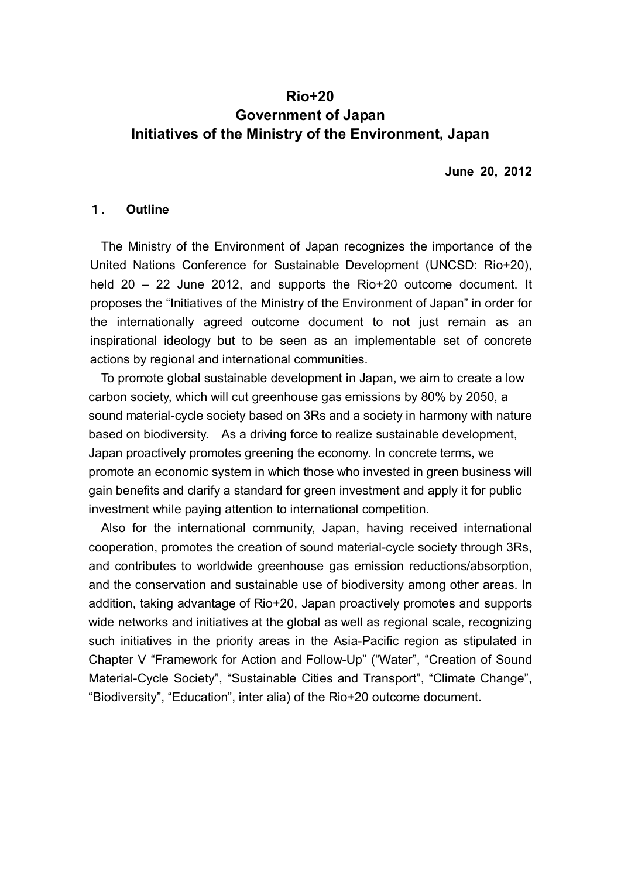# Rio+20
# Government of Japan
# Initiatives of the Ministry of the Environment, Japan

**June 20, 2012**

## 1. Outline

The Ministry of the Environment of Japan recognizes the importance of the United Nations Conference for Sustainable Development (UNCSD: Rio+20), held 20 – 22 June 2012, and supports the Rio+20 outcome document. It proposes the "Initiatives of the Ministry of the Environment of Japan" in order for the internationally agreed outcome document to not just remain as an inspirational ideology but to be seen as an implementable set of concrete actions by regional and international communities.

To promote global sustainable development in Japan, we aim to create a low carbon society, which will cut greenhouse gas emissions by 80% by 2050, a sound material-cycle society based on 3Rs and a society in harmony with nature based on biodiversity. As a driving force to realize sustainable development, Japan proactively promotes greening the economy. In concrete terms, we promote an economic system in which those who invested in green business will gain benefits and clarify a standard for green investment and apply it for public investment while paying attention to international competition.

Also for the international community, Japan, having received international cooperation, promotes the creation of sound material-cycle society through 3Rs, and contributes to worldwide greenhouse gas emission reductions/absorption, and the conservation and sustainable use of biodiversity among other areas. In addition, taking advantage of Rio+20, Japan proactively promotes and supports wide networks and initiatives at the global as well as regional scale, recognizing such initiatives in the priority areas in the Asia-Pacific region as stipulated in Chapter V "Framework for Action and Follow-Up" ("Water", "Creation of Sound Material-Cycle Society", "Sustainable Cities and Transport", "Climate Change", "Biodiversity", "Education", inter alia) of the Rio+20 outcome document.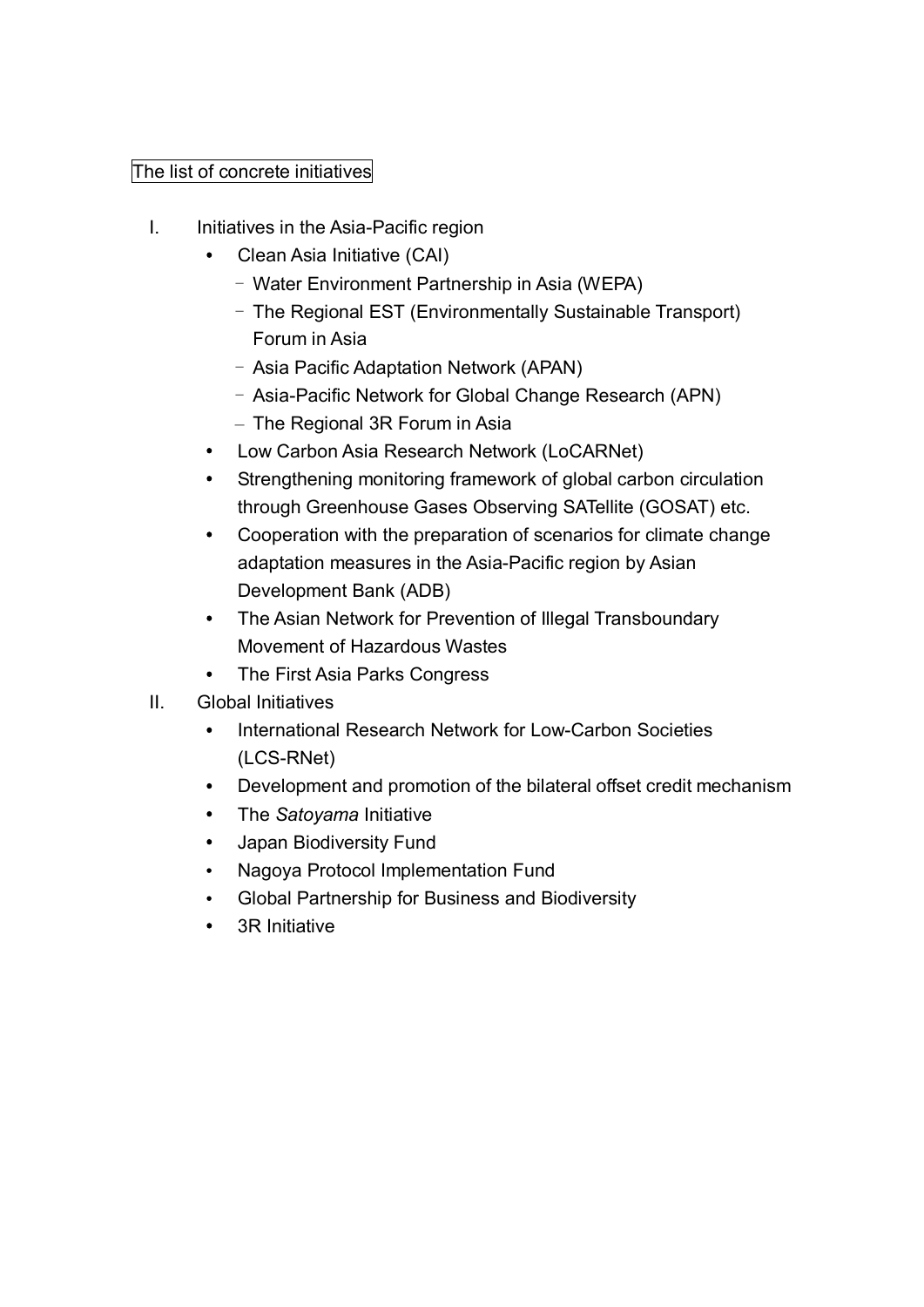The list of concrete initiatives

I. Initiatives in the Asia-Pacific region
  - Clean Asia Initiative (CAI)
    - Water Environment Partnership in Asia (WEPA)
    - The Regional EST (Environmentally Sustainable Transport) Forum in Asia
    - Asia Pacific Adaptation Network (APAN)
    - Asia-Pacific Network for Global Change Research (APN)
    - The Regional 3R Forum in Asia
  - Low Carbon Asia Research Network (LoCARNet)
  - Strengthening monitoring framework of global carbon circulation through Greenhouse Gases Observing SATellite (GOSAT) etc.
  - Cooperation with the preparation of scenarios for climate change adaptation measures in the Asia-Pacific region by Asian Development Bank (ADB)
  - The Asian Network for Prevention of Illegal Transboundary Movement of Hazardous Wastes
  - The First Asia Parks Congress

II. Global Initiatives
  - International Research Network for Low-Carbon Societies (LCS-RNet)
  - Development and promotion of the bilateral offset credit mechanism
  - The *Satoyama* Initiative
  - Japan Biodiversity Fund
  - Nagoya Protocol Implementation Fund
  - Global Partnership for Business and Biodiversity
  - 3R Initiative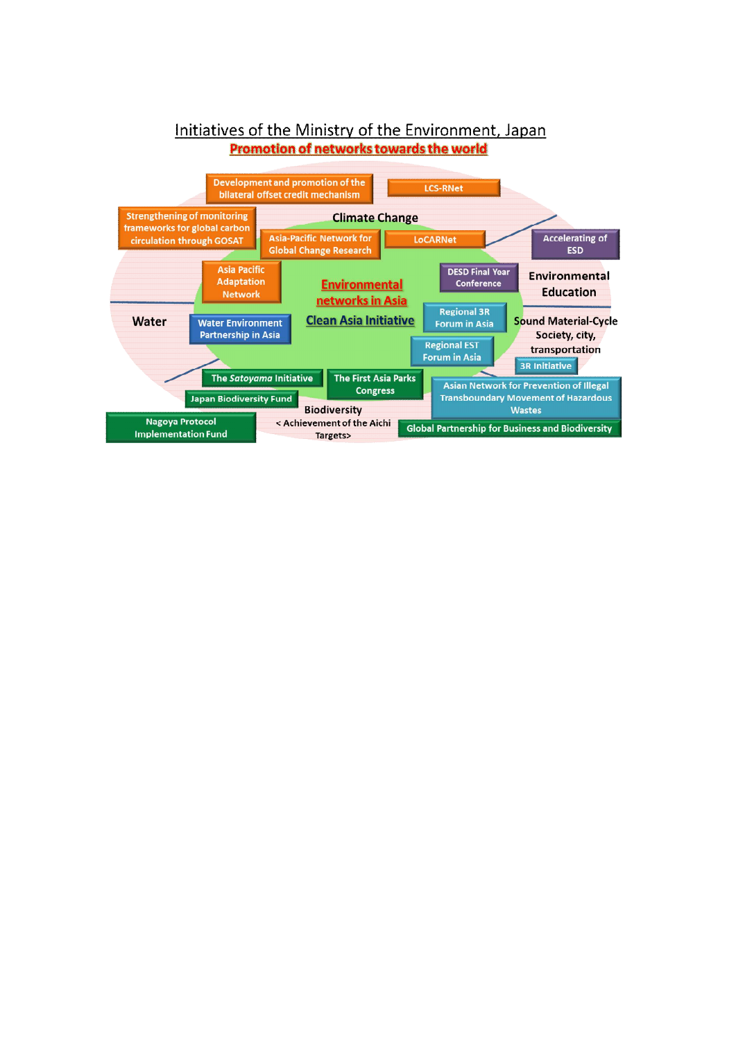# Initiatives of the Ministry of the Environment, Japan

## Promotion of networks towards the world

**Climate Change**

- Development and promotion of the bilateral offset credit mechanism
- LCS-RNet
- Strengthening of monitoring frameworks for global carbon circulation through GOSAT
- Asia-Pacific Network for Global Change Research
- LoCARNet
- Asia Pacific Adaptation Network

**Environmental networks in Asia**

**Clean Asia Initiative**

**Environmental Education**

- Accelerating of ESD
- DESD Final Year Conference

**Water**

- Water Environment Partnership in Asia

**Sound Material-Cycle Society, city, transportation**

- Regional 3R Forum in Asia
- Regional EST Forum in Asia
- 3R Initiative
- Asian Network for Prevention of Illegal Transboundary Movement of Hazardous Wastes

**Biodiversity**

< Achievement of the Aichi Targets>

- The *Satoyama* Initiative
- The First Asia Parks Congress
- Japan Biodiversity Fund
- Nagoya Protocol Implementation Fund
- Global Partnership for Business and Biodiversity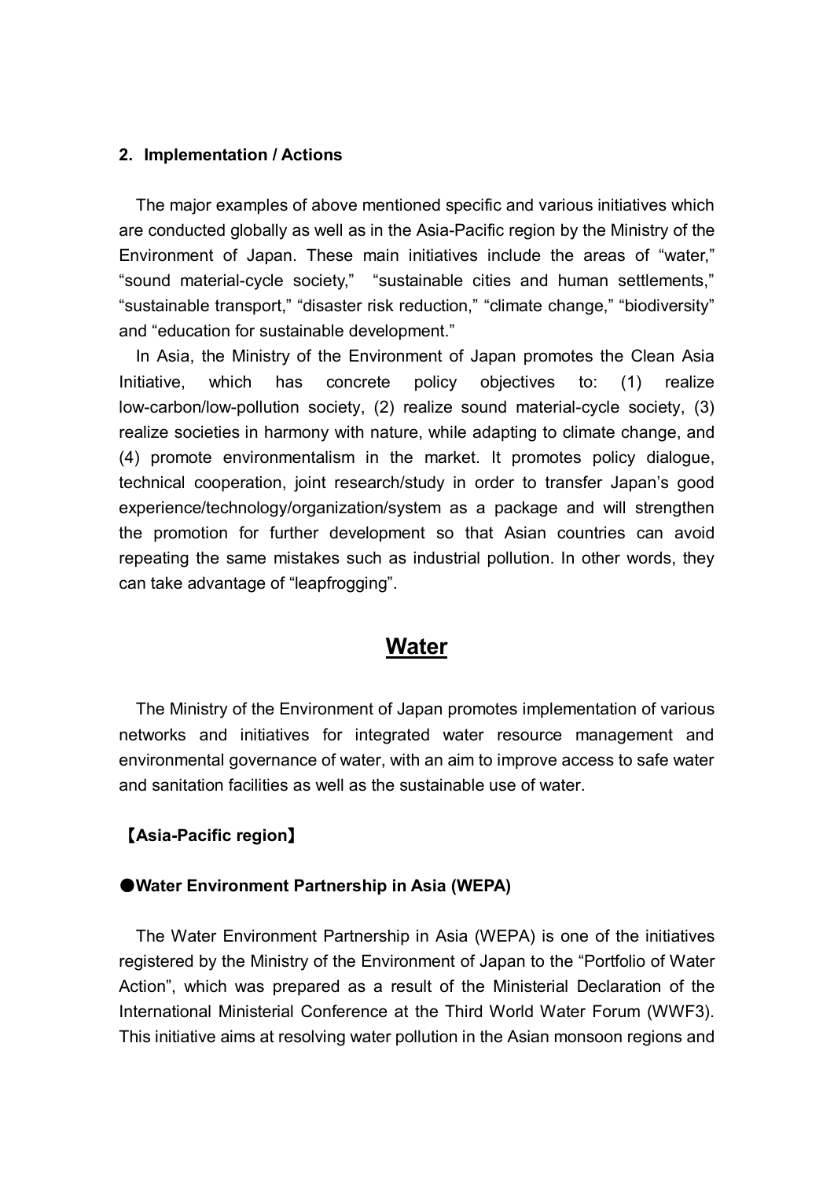## 2. Implementation / Actions

The major examples of above mentioned specific and various initiatives which are conducted globally as well as in the Asia-Pacific region by the Ministry of the Environment of Japan. These main initiatives include the areas of “water,” “sound material-cycle society,” “sustainable cities and human settlements,” “sustainable transport,” “disaster risk reduction,” “climate change,” “biodiversity” and “education for sustainable development.”

In Asia, the Ministry of the Environment of Japan promotes the Clean Asia Initiative, which has concrete policy objectives to: (1) realize low-carbon/low-pollution society, (2) realize sound material-cycle society, (3) realize societies in harmony with nature, while adapting to climate change, and (4) promote environmentalism in the market. It promotes policy dialogue, technical cooperation, joint research/study in order to transfer Japan’s good experience/technology/organization/system as a package and will strengthen the promotion for further development so that Asian countries can avoid repeating the same mistakes such as industrial pollution. In other words, they can take advantage of “leapfrogging”.

# Water

The Ministry of the Environment of Japan promotes implementation of various networks and initiatives for integrated water resource management and environmental governance of water, with an aim to improve access to safe water and sanitation facilities as well as the sustainable use of water.

### 【Asia-Pacific region】

### ●Water Environment Partnership in Asia (WEPA)

The Water Environment Partnership in Asia (WEPA) is one of the initiatives registered by the Ministry of the Environment of Japan to the “Portfolio of Water Action”, which was prepared as a result of the Ministerial Declaration of the International Ministerial Conference at the Third World Water Forum (WWF3). This initiative aims at resolving water pollution in the Asian monsoon regions and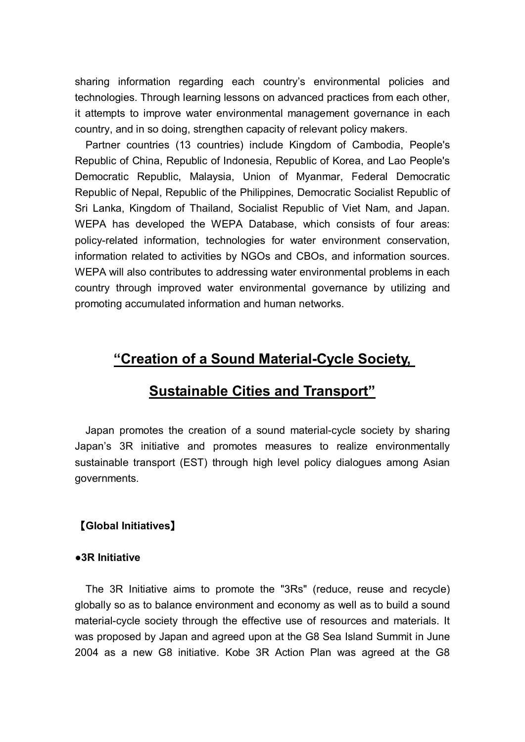sharing information regarding each country's environmental policies and technologies. Through learning lessons on advanced practices from each other, it attempts to improve water environmental management governance in each country, and in so doing, strengthen capacity of relevant policy makers.

Partner countries (13 countries) include Kingdom of Cambodia, People's Republic of China, Republic of Indonesia, Republic of Korea, and Lao People's Democratic Republic, Malaysia, Union of Myanmar, Federal Democratic Republic of Nepal, Republic of the Philippines, Democratic Socialist Republic of Sri Lanka, Kingdom of Thailand, Socialist Republic of Viet Nam, and Japan. WEPA has developed the WEPA Database, which consists of four areas: policy-related information, technologies for water environment conservation, information related to activities by NGOs and CBOs, and information sources. WEPA will also contributes to addressing water environmental problems in each country through improved water environmental governance by utilizing and promoting accumulated information and human networks.

## "Creation of a Sound Material-Cycle Society, Sustainable Cities and Transport"

Japan promotes the creation of a sound material-cycle society by sharing Japan's 3R initiative and promotes measures to realize environmentally sustainable transport (EST) through high level policy dialogues among Asian governments.

### 【Global Initiatives】

#### ●3R Initiative

The 3R Initiative aims to promote the "3Rs" (reduce, reuse and recycle) globally so as to balance environment and economy as well as to build a sound material-cycle society through the effective use of resources and materials. It was proposed by Japan and agreed upon at the G8 Sea Island Summit in June 2004 as a new G8 initiative. Kobe 3R Action Plan was agreed at the G8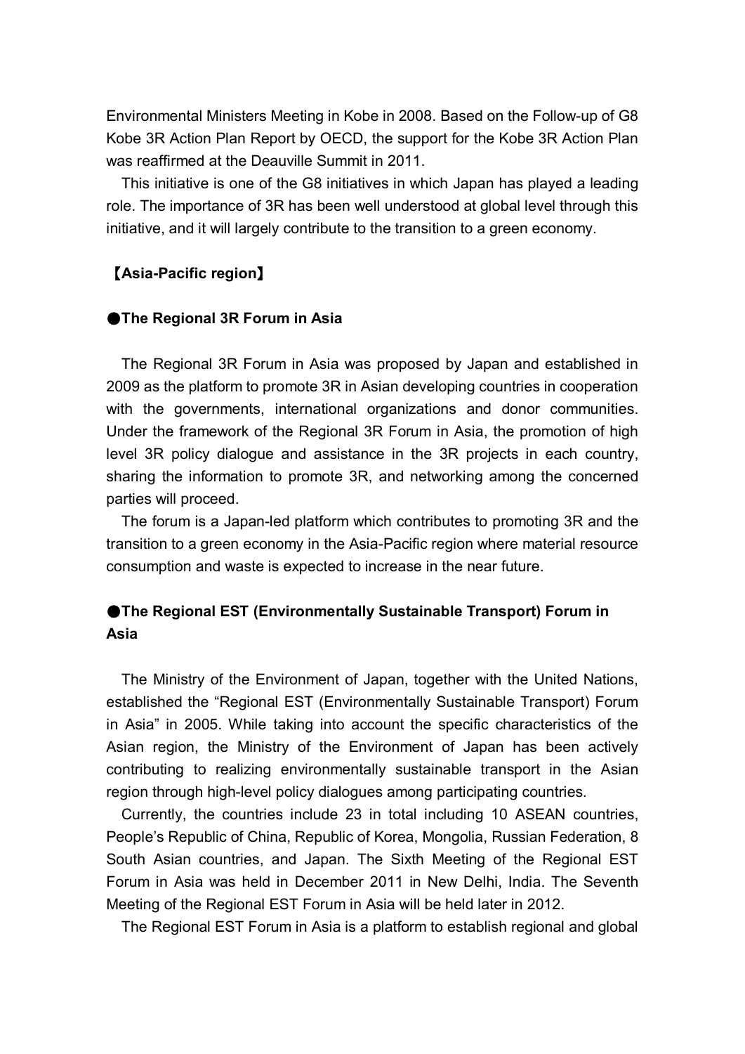Environmental Ministers Meeting in Kobe in 2008. Based on the Follow-up of G8 Kobe 3R Action Plan Report by OECD, the support for the Kobe 3R Action Plan was reaffirmed at the Deauville Summit in 2011.

This initiative is one of the G8 initiatives in which Japan has played a leading role. The importance of 3R has been well understood at global level through this initiative, and it will largely contribute to the transition to a green economy.

### 【Asia-Pacific region】

#### ●The Regional 3R Forum in Asia

The Regional 3R Forum in Asia was proposed by Japan and established in 2009 as the platform to promote 3R in Asian developing countries in cooperation with the governments, international organizations and donor communities. Under the framework of the Regional 3R Forum in Asia, the promotion of high level 3R policy dialogue and assistance in the 3R projects in each country, sharing the information to promote 3R, and networking among the concerned parties will proceed.

The forum is a Japan-led platform which contributes to promoting 3R and the transition to a green economy in the Asia-Pacific region where material resource consumption and waste is expected to increase in the near future.

#### ●The Regional EST (Environmentally Sustainable Transport) Forum in Asia

The Ministry of the Environment of Japan, together with the United Nations, established the "Regional EST (Environmentally Sustainable Transport) Forum in Asia" in 2005. While taking into account the specific characteristics of the Asian region, the Ministry of the Environment of Japan has been actively contributing to realizing environmentally sustainable transport in the Asian region through high-level policy dialogues among participating countries.

Currently, the countries include 23 in total including 10 ASEAN countries, People's Republic of China, Republic of Korea, Mongolia, Russian Federation, 8 South Asian countries, and Japan. The Sixth Meeting of the Regional EST Forum in Asia was held in December 2011 in New Delhi, India. The Seventh Meeting of the Regional EST Forum in Asia will be held later in 2012.

The Regional EST Forum in Asia is a platform to establish regional and global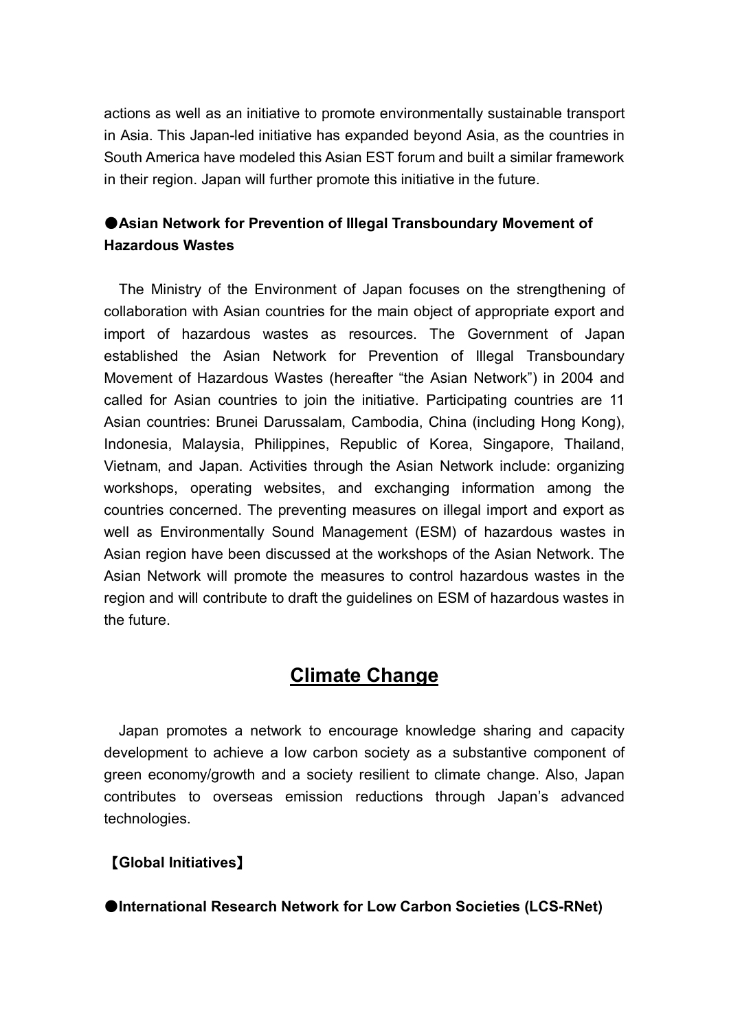actions as well as an initiative to promote environmentally sustainable transport in Asia. This Japan-led initiative has expanded beyond Asia, as the countries in South America have modeled this Asian EST forum and built a similar framework in their region. Japan will further promote this initiative in the future.

### ●Asian Network for Prevention of Illegal Transboundary Movement of Hazardous Wastes

The Ministry of the Environment of Japan focuses on the strengthening of collaboration with Asian countries for the main object of appropriate export and import of hazardous wastes as resources. The Government of Japan established the Asian Network for Prevention of Illegal Transboundary Movement of Hazardous Wastes (hereafter "the Asian Network") in 2004 and called for Asian countries to join the initiative. Participating countries are 11 Asian countries: Brunei Darussalam, Cambodia, China (including Hong Kong), Indonesia, Malaysia, Philippines, Republic of Korea, Singapore, Thailand, Vietnam, and Japan. Activities through the Asian Network include: organizing workshops, operating websites, and exchanging information among the countries concerned. The preventing measures on illegal import and export as well as Environmentally Sound Management (ESM) of hazardous wastes in Asian region have been discussed at the workshops of the Asian Network. The Asian Network will promote the measures to control hazardous wastes in the region and will contribute to draft the guidelines on ESM of hazardous wastes in the future.

## Climate Change

Japan promotes a network to encourage knowledge sharing and capacity development to achieve a low carbon society as a substantive component of green economy/growth and a society resilient to climate change. Also, Japan contributes to overseas emission reductions through Japan's advanced technologies.

### 【Global Initiatives】

### ●International Research Network for Low Carbon Societies (LCS-RNet)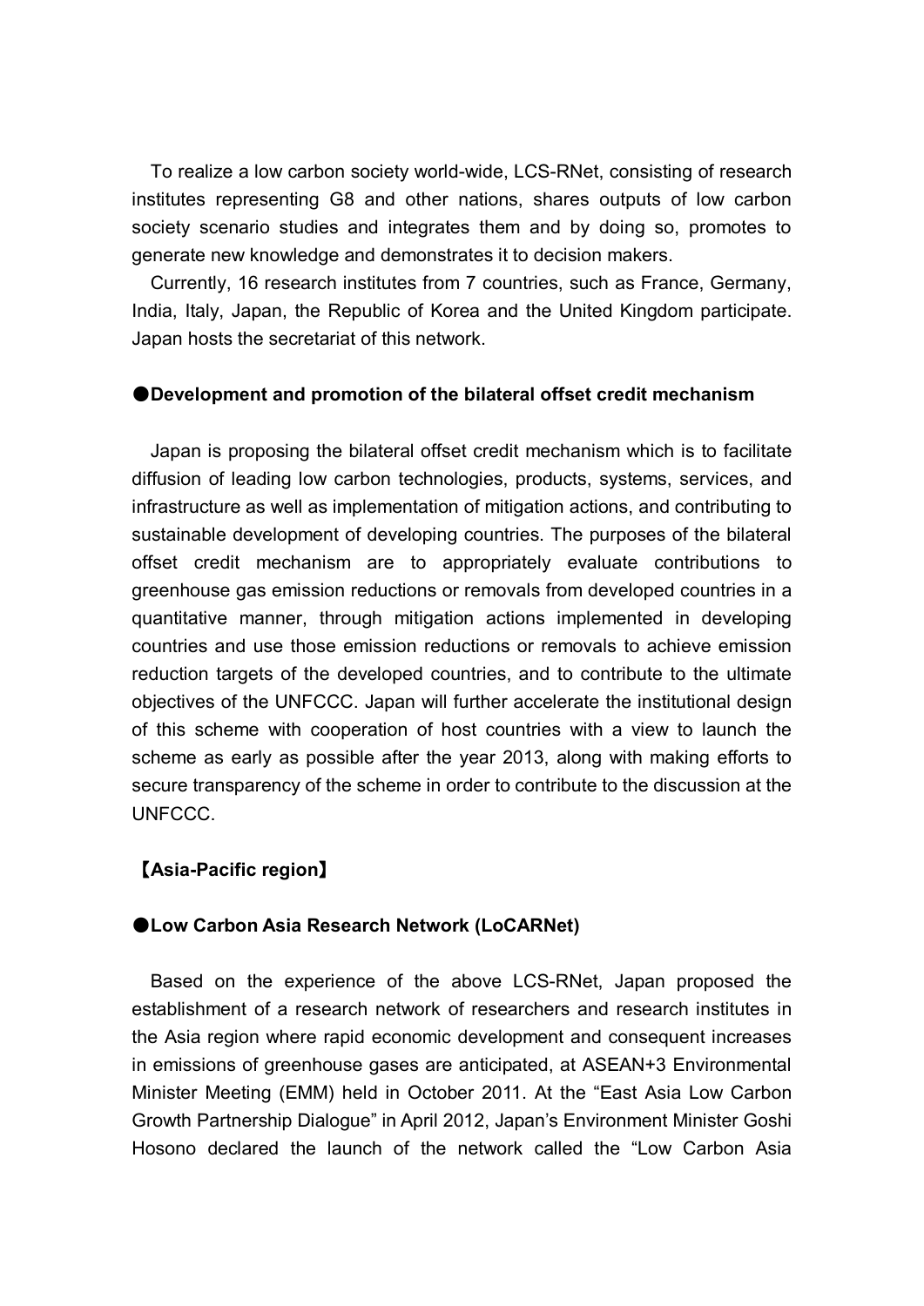To realize a low carbon society world-wide, LCS-RNet, consisting of research institutes representing G8 and other nations, shares outputs of low carbon society scenario studies and integrates them and by doing so, promotes to generate new knowledge and demonstrates it to decision makers.

Currently, 16 research institutes from 7 countries, such as France, Germany, India, Italy, Japan, the Republic of Korea and the United Kingdom participate. Japan hosts the secretariat of this network.

**●Development and promotion of the bilateral offset credit mechanism**

Japan is proposing the bilateral offset credit mechanism which is to facilitate diffusion of leading low carbon technologies, products, systems, services, and infrastructure as well as implementation of mitigation actions, and contributing to sustainable development of developing countries. The purposes of the bilateral offset credit mechanism are to appropriately evaluate contributions to greenhouse gas emission reductions or removals from developed countries in a quantitative manner, through mitigation actions implemented in developing countries and use those emission reductions or removals to achieve emission reduction targets of the developed countries, and to contribute to the ultimate objectives of the UNFCCC. Japan will further accelerate the institutional design of this scheme with cooperation of host countries with a view to launch the scheme as early as possible after the year 2013, along with making efforts to secure transparency of the scheme in order to contribute to the discussion at the UNFCCC.

**【Asia-Pacific region】**

**●Low Carbon Asia Research Network (LoCARNet)**

Based on the experience of the above LCS-RNet, Japan proposed the establishment of a research network of researchers and research institutes in the Asia region where rapid economic development and consequent increases in emissions of greenhouse gases are anticipated, at ASEAN+3 Environmental Minister Meeting (EMM) held in October 2011. At the "East Asia Low Carbon Growth Partnership Dialogue" in April 2012, Japan's Environment Minister Goshi Hosono declared the launch of the network called the "Low Carbon Asia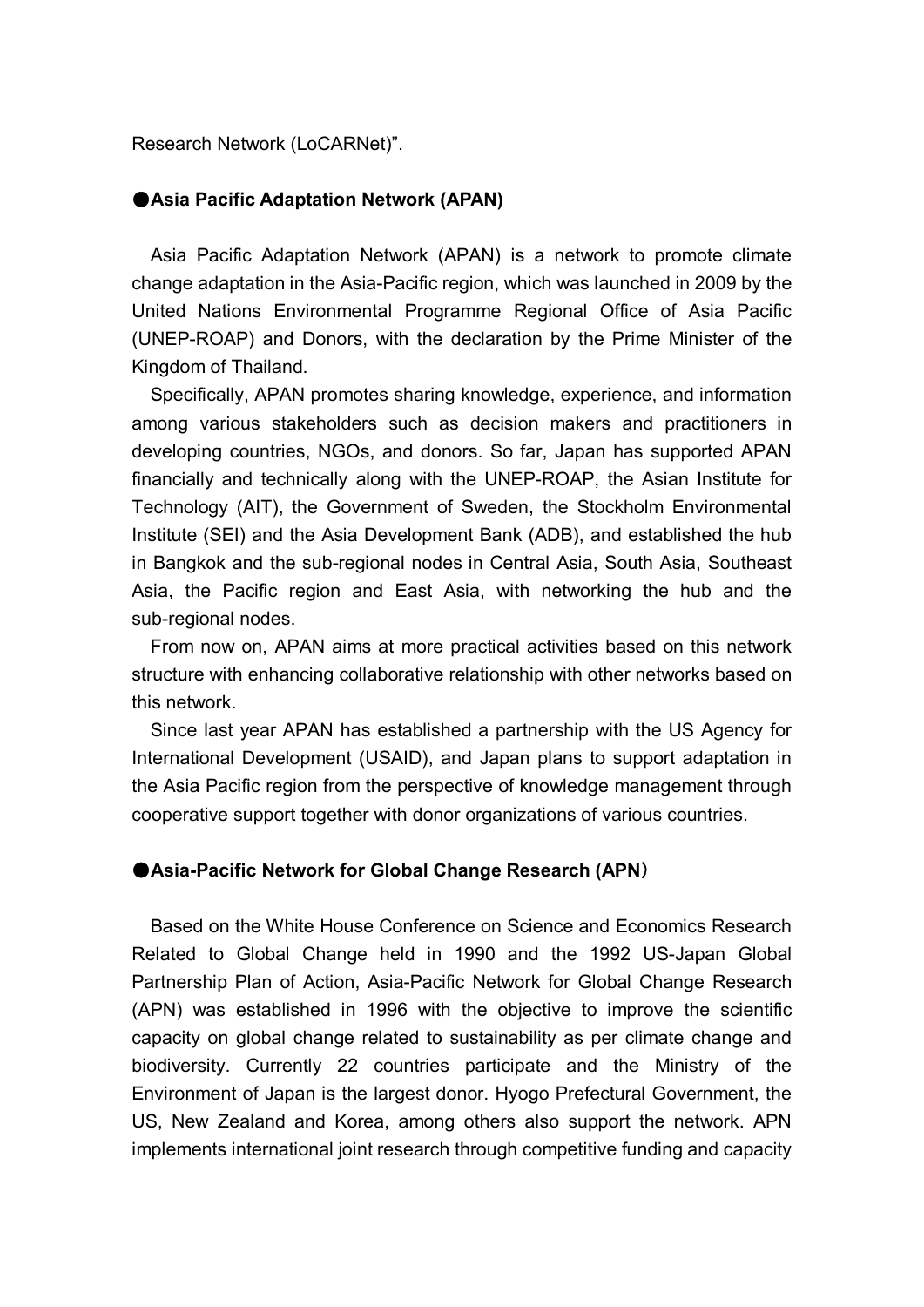Research Network (LoCARNet)".

## ●Asia Pacific Adaptation Network (APAN)

Asia Pacific Adaptation Network (APAN) is a network to promote climate change adaptation in the Asia-Pacific region, which was launched in 2009 by the United Nations Environmental Programme Regional Office of Asia Pacific (UNEP-ROAP) and Donors, with the declaration by the Prime Minister of the Kingdom of Thailand.

Specifically, APAN promotes sharing knowledge, experience, and information among various stakeholders such as decision makers and practitioners in developing countries, NGOs, and donors. So far, Japan has supported APAN financially and technically along with the UNEP-ROAP, the Asian Institute for Technology (AIT), the Government of Sweden, the Stockholm Environmental Institute (SEI) and the Asia Development Bank (ADB), and established the hub in Bangkok and the sub-regional nodes in Central Asia, South Asia, Southeast Asia, the Pacific region and East Asia, with networking the hub and the sub-regional nodes.

From now on, APAN aims at more practical activities based on this network structure with enhancing collaborative relationship with other networks based on this network.

Since last year APAN has established a partnership with the US Agency for International Development (USAID), and Japan plans to support adaptation in the Asia Pacific region from the perspective of knowledge management through cooperative support together with donor organizations of various countries.

## ●Asia-Pacific Network for Global Change Research (APN)

Based on the White House Conference on Science and Economics Research Related to Global Change held in 1990 and the 1992 US-Japan Global Partnership Plan of Action, Asia-Pacific Network for Global Change Research (APN) was established in 1996 with the objective to improve the scientific capacity on global change related to sustainability as per climate change and biodiversity. Currently 22 countries participate and the Ministry of the Environment of Japan is the largest donor. Hyogo Prefectural Government, the US, New Zealand and Korea, among others also support the network. APN implements international joint research through competitive funding and capacity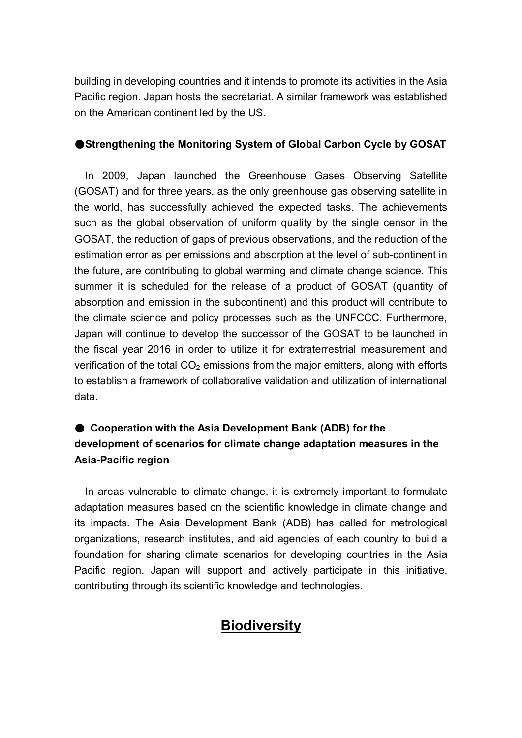building in developing countries and it intends to promote its activities in the Asia Pacific region. Japan hosts the secretariat. A similar framework was established on the American continent led by the US.

**●Strengthening the Monitoring System of Global Carbon Cycle by GOSAT**

In 2009, Japan launched the Greenhouse Gases Observing Satellite (GOSAT) and for three years, as the only greenhouse gas observing satellite in the world, has successfully achieved the expected tasks. The achievements such as the global observation of uniform quality by the single censor in the GOSAT, the reduction of gaps of previous observations, and the reduction of the estimation error as per emissions and absorption at the level of sub-continent in the future, are contributing to global warming and climate change science. This summer it is scheduled for the release of a product of GOSAT (quantity of absorption and emission in the subcontinent) and this product will contribute to the climate science and policy processes such as the UNFCCC. Furthermore, Japan will continue to develop the successor of the GOSAT to be launched in the fiscal year 2016 in order to utilize it for extraterrestrial measurement and verification of the total $CO_2$ emissions from the major emitters, along with efforts to establish a framework of collaborative validation and utilization of international data.

**● Cooperation with the Asia Development Bank (ADB) for the development of scenarios for climate change adaptation measures in the Asia-Pacific region**

In areas vulnerable to climate change, it is extremely important to formulate adaptation measures based on the scientific knowledge in climate change and its impacts. The Asia Development Bank (ADB) has called for metrological organizations, research institutes, and aid agencies of each country to build a foundation for sharing climate scenarios for developing countries in the Asia Pacific region. Japan will support and actively participate in this initiative, contributing through its scientific knowledge and technologies.

## Biodiversity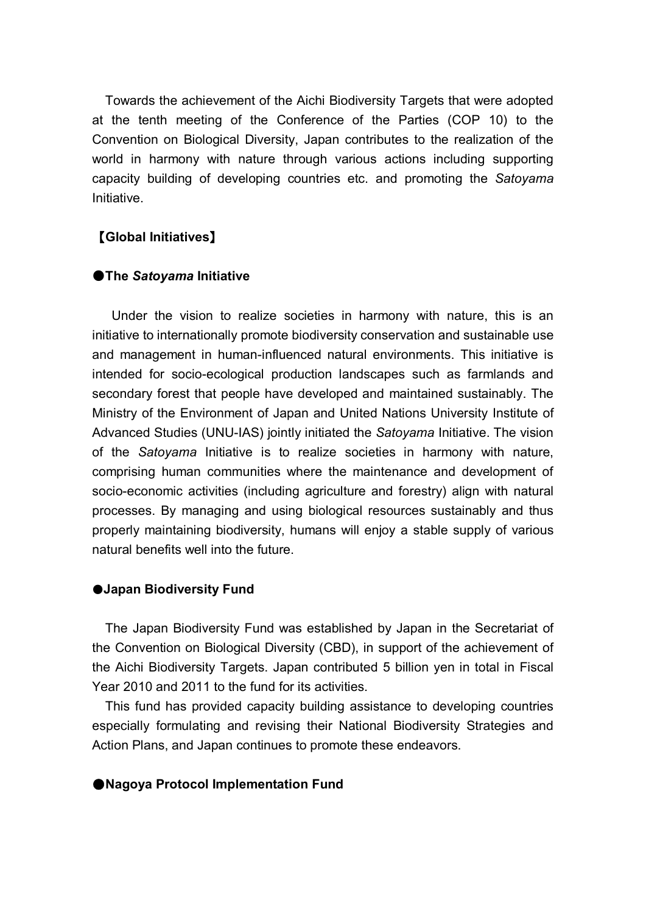Towards the achievement of the Aichi Biodiversity Targets that were adopted at the tenth meeting of the Conference of the Parties (COP 10) to the Convention on Biological Diversity, Japan contributes to the realization of the world in harmony with nature through various actions including supporting capacity building of developing countries etc. and promoting the *Satoyama* Initiative.

## 【Global Initiatives】

### ●The *Satoyama* Initiative

Under the vision to realize societies in harmony with nature, this is an initiative to internationally promote biodiversity conservation and sustainable use and management in human-influenced natural environments. This initiative is intended for socio-ecological production landscapes such as farmlands and secondary forest that people have developed and maintained sustainably. The Ministry of the Environment of Japan and United Nations University Institute of Advanced Studies (UNU-IAS) jointly initiated the *Satoyama* Initiative. The vision of the *Satoyama* Initiative is to realize societies in harmony with nature, comprising human communities where the maintenance and development of socio-economic activities (including agriculture and forestry) align with natural processes. By managing and using biological resources sustainably and thus properly maintaining biodiversity, humans will enjoy a stable supply of various natural benefits well into the future.

### ●Japan Biodiversity Fund

The Japan Biodiversity Fund was established by Japan in the Secretariat of the Convention on Biological Diversity (CBD), in support of the achievement of the Aichi Biodiversity Targets. Japan contributed 5 billion yen in total in Fiscal Year 2010 and 2011 to the fund for its activities.

This fund has provided capacity building assistance to developing countries especially formulating and revising their National Biodiversity Strategies and Action Plans, and Japan continues to promote these endeavors.

### ●Nagoya Protocol Implementation Fund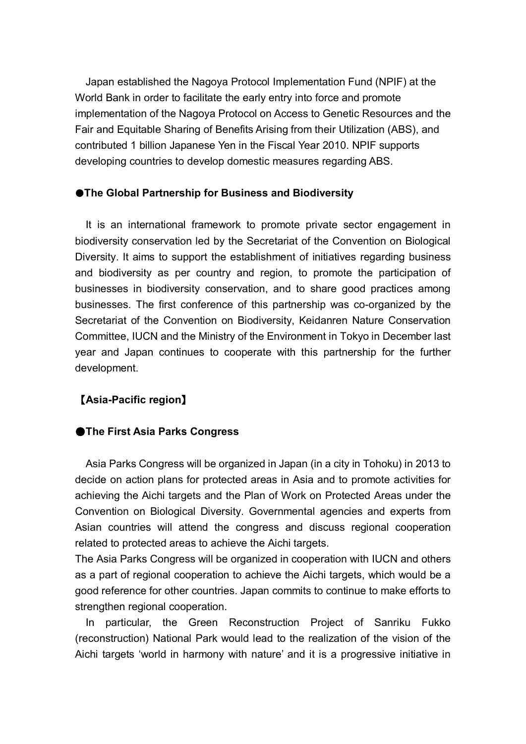Japan established the Nagoya Protocol Implementation Fund (NPIF) at the World Bank in order to facilitate the early entry into force and promote implementation of the Nagoya Protocol on Access to Genetic Resources and the Fair and Equitable Sharing of Benefits Arising from their Utilization (ABS), and contributed 1 billion Japanese Yen in the Fiscal Year 2010. NPIF supports developing countries to develop domestic measures regarding ABS.

### ●The Global Partnership for Business and Biodiversity

It is an international framework to promote private sector engagement in biodiversity conservation led by the Secretariat of the Convention on Biological Diversity. It aims to support the establishment of initiatives regarding business and biodiversity as per country and region, to promote the participation of businesses in biodiversity conservation, and to share good practices among businesses. The first conference of this partnership was co-organized by the Secretariat of the Convention on Biodiversity, Keidanren Nature Conservation Committee, IUCN and the Ministry of the Environment in Tokyo in December last year and Japan continues to cooperate with this partnership for the further development.

## 【Asia-Pacific region】

### ●The First Asia Parks Congress

Asia Parks Congress will be organized in Japan (in a city in Tohoku) in 2013 to decide on action plans for protected areas in Asia and to promote activities for achieving the Aichi targets and the Plan of Work on Protected Areas under the Convention on Biological Diversity. Governmental agencies and experts from Asian countries will attend the congress and discuss regional cooperation related to protected areas to achieve the Aichi targets.

The Asia Parks Congress will be organized in cooperation with IUCN and others as a part of regional cooperation to achieve the Aichi targets, which would be a good reference for other countries. Japan commits to continue to make efforts to strengthen regional cooperation.

In particular, the Green Reconstruction Project of Sanriku Fukko (reconstruction) National Park would lead to the realization of the vision of the Aichi targets 'world in harmony with nature' and it is a progressive initiative in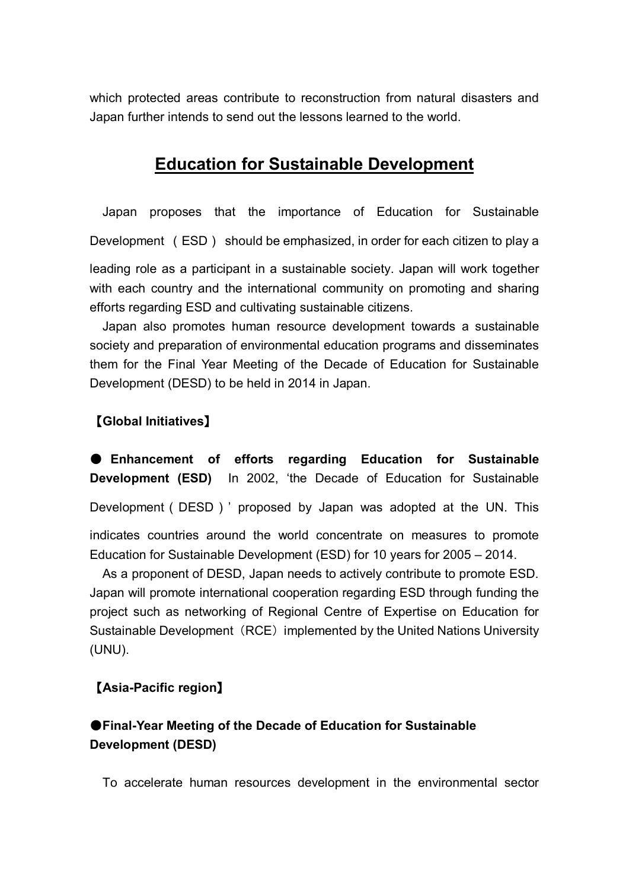which protected areas contribute to reconstruction from natural disasters and Japan further intends to send out the lessons learned to the world.

## Education for Sustainable Development

Japan proposes that the importance of Education for Sustainable Development （ESD） should be emphasized, in order for each citizen to play a leading role as a participant in a sustainable society. Japan will work together with each country and the international community on promoting and sharing efforts regarding ESD and cultivating sustainable citizens.

Japan also promotes human resource development towards a sustainable society and preparation of environmental education programs and disseminates them for the Final Year Meeting of the Decade of Education for Sustainable Development (DESD) to be held in 2014 in Japan.

**【Global Initiatives】**

**● Enhancement of efforts regarding Education for Sustainable Development (ESD)** In 2002, 'the Decade of Education for Sustainable Development（DESD）' proposed by Japan was adopted at the UN. This indicates countries around the world concentrate on measures to promote Education for Sustainable Development (ESD) for 10 years for 2005 – 2014.

As a proponent of DESD, Japan needs to actively contribute to promote ESD. Japan will promote international cooperation regarding ESD through funding the project such as networking of Regional Centre of Expertise on Education for Sustainable Development（RCE）implemented by the United Nations University (UNU).

**【Asia-Pacific region】**

**●Final-Year Meeting of the Decade of Education for Sustainable Development (DESD)**

To accelerate human resources development in the environmental sector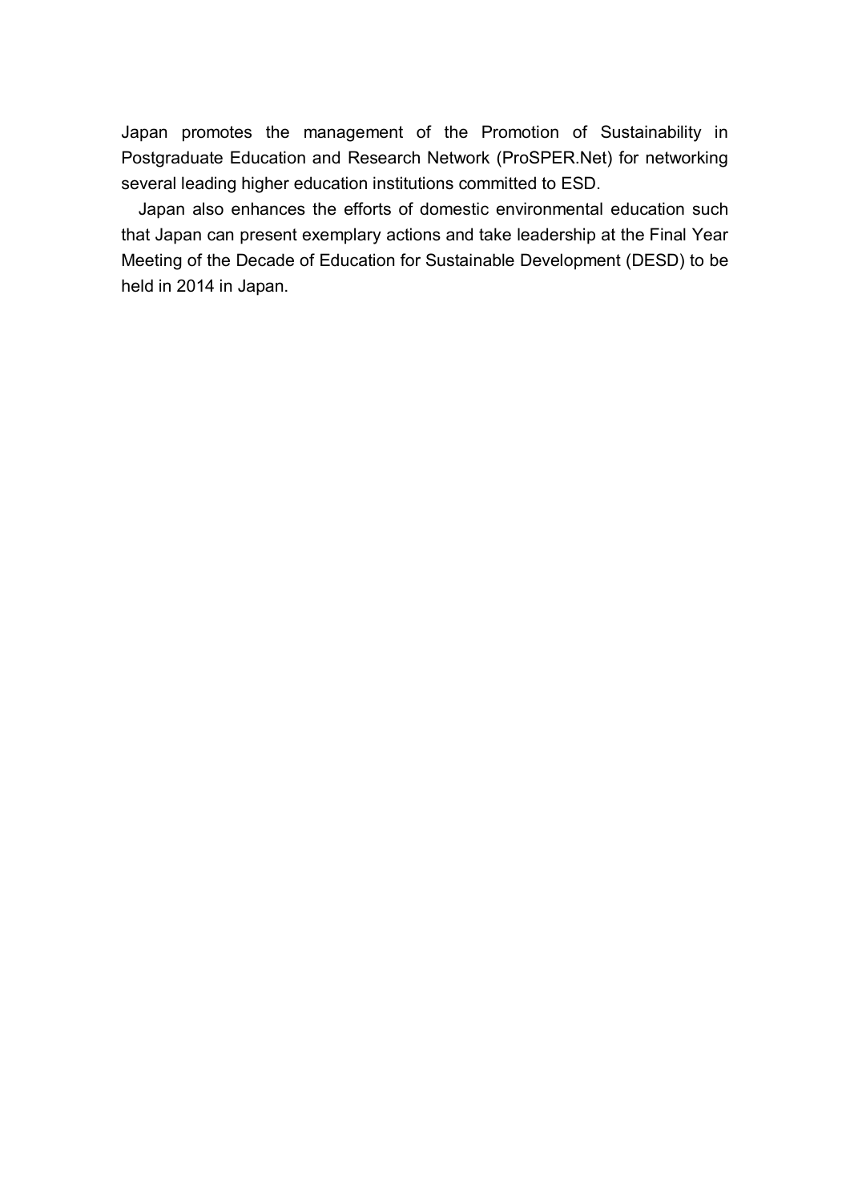Japan promotes the management of the Promotion of Sustainability in Postgraduate Education and Research Network (ProSPER.Net) for networking several leading higher education institutions committed to ESD.

Japan also enhances the efforts of domestic environmental education such that Japan can present exemplary actions and take leadership at the Final Year Meeting of the Decade of Education for Sustainable Development (DESD) to be held in 2014 in Japan.